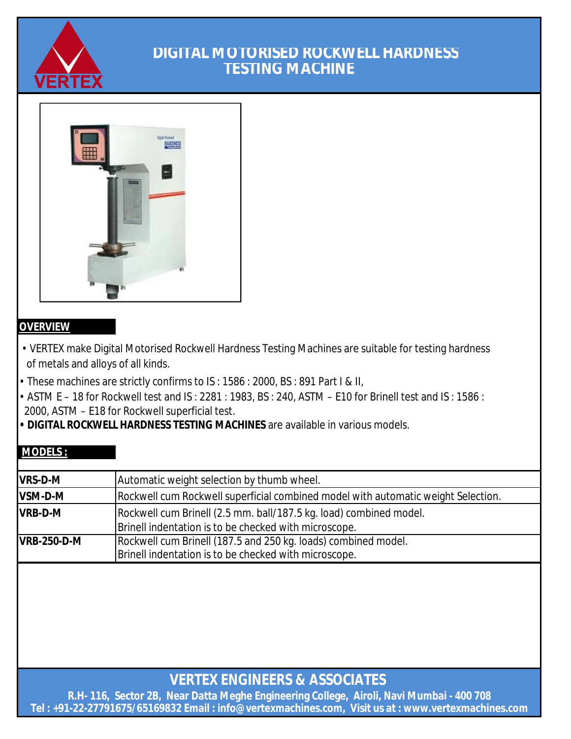# DIGITAL MOTORISED ROCKWELL HARDNESS TESTING MACHINE

## OVERVIEW

- VERTEX make Digital Motorised Rockwell Hardness Testing Machines are suitable for testing hardness of metals and alloys of all kinds.
- These machines are strictly confirms to IS : 1586 : 2000, BS : 891 Part I & II,
- ASTM E – 18 for Rockwell test and IS : 2281 : 1983, BS : 240, ASTM – E10 for Brinell test and IS : 1586 : 2000, ASTM – E18 for Rockwell superficial test.
- **DIGITAL ROCKWELL HARDNESS TESTING MACHINES** are available in various models.

## MODELS :

| | |
|---|---|
| **VRS-D-M** | Automatic weight selection by thumb wheel. |
| **VSM-D-M** | Rockwell cum Rockwell superficial combined model with automatic weight Selection. |
| **VRB-D-M** | Rockwell cum Brinell (2.5 mm. ball/187.5 kg. load) combined model. Brinell indentation is to be checked with microscope. |
| **VRB-250-D-M** | Rockwell cum Brinell (187.5 and 250 kg. loads) combined model. Brinell indentation is to be checked with microscope. |

## VERTEX ENGINEERS & ASSOCIATES

R.H- 116, Sector 2B, Near Datta Meghe Engineering College, Airoli, Navi Mumbai - 400 708
Tel : +91-22-27791675/65169832 Email : info@vertexmachines.com, Visit us at : www.vertexmachines.com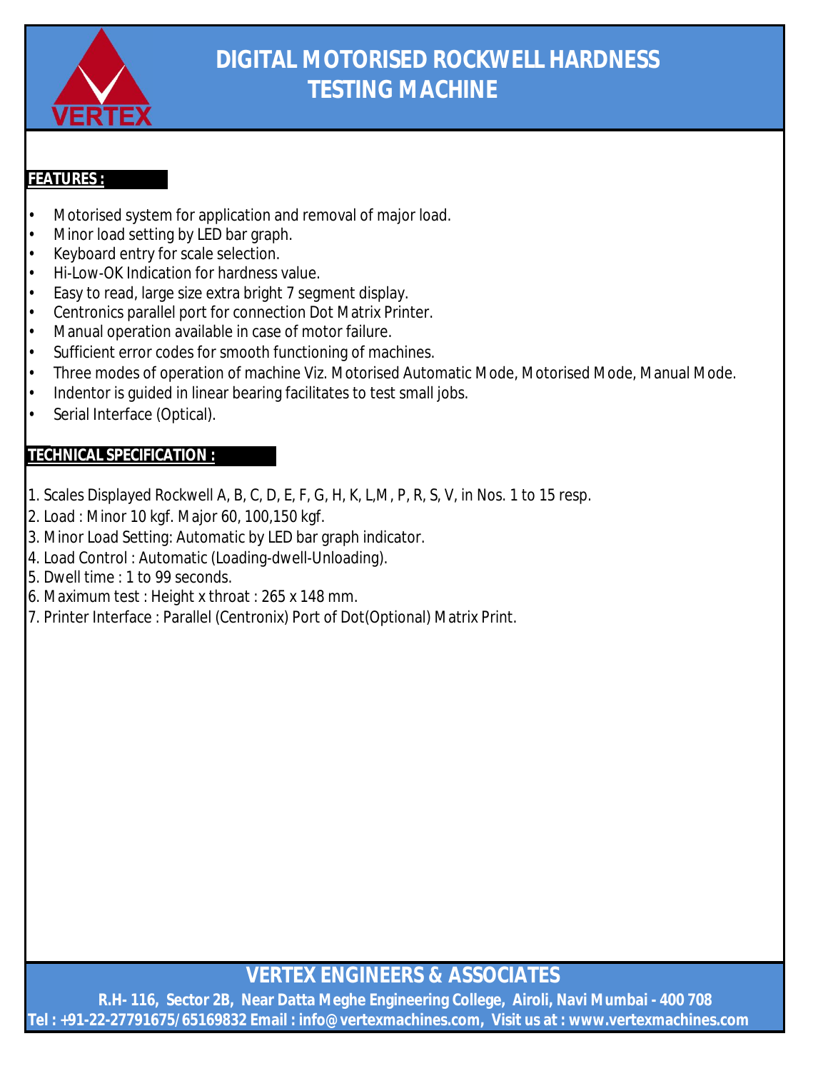# DIGITAL MOTORISED ROCKWELL HARDNESS TESTING MACHINE

**FEATURES :**

- Motorised system for application and removal of major load.
- Minor load setting by LED bar graph.
- Keyboard entry for scale selection.
- Hi-Low-OK Indication for hardness value.
- Easy to read, large size extra bright 7 segment display.
- Centronics parallel port for connection Dot Matrix Printer.
- Manual operation available in case of motor failure.
- Sufficient error codes for smooth functioning of machines.
- Three modes of operation of machine Viz. Motorised Automatic Mode, Motorised Mode, Manual Mode.
- Indentor is guided in linear bearing facilitates to test small jobs.
- Serial Interface (Optical).

**TECHNICAL SPECIFICATION :**

1. Scales Displayed Rockwell A, B, C, D, E, F, G, H, K, L,M, P, R, S, V, in Nos. 1 to 15 resp.
2. Load : Minor 10 kgf. Major 60, 100,150 kgf.
3. Minor Load Setting: Automatic by LED bar graph indicator.
4. Load Control : Automatic (Loading-dwell-Unloading).
5. Dwell time : 1 to 99 seconds.
6. Maximum test : Height x throat : 265 x 148 mm.
7. Printer Interface : Parallel (Centronix) Port of Dot(Optional) Matrix Print.

**VERTEX ENGINEERS & ASSOCIATES**

**R.H- 116, Sector 2B, Near Datta Meghe Engineering College, Airoli, Navi Mumbai - 400 708**
**Tel : +91-22-27791675/65169832 Email : info@vertexmachines.com, Visit us at : www.vertexmachines.com**